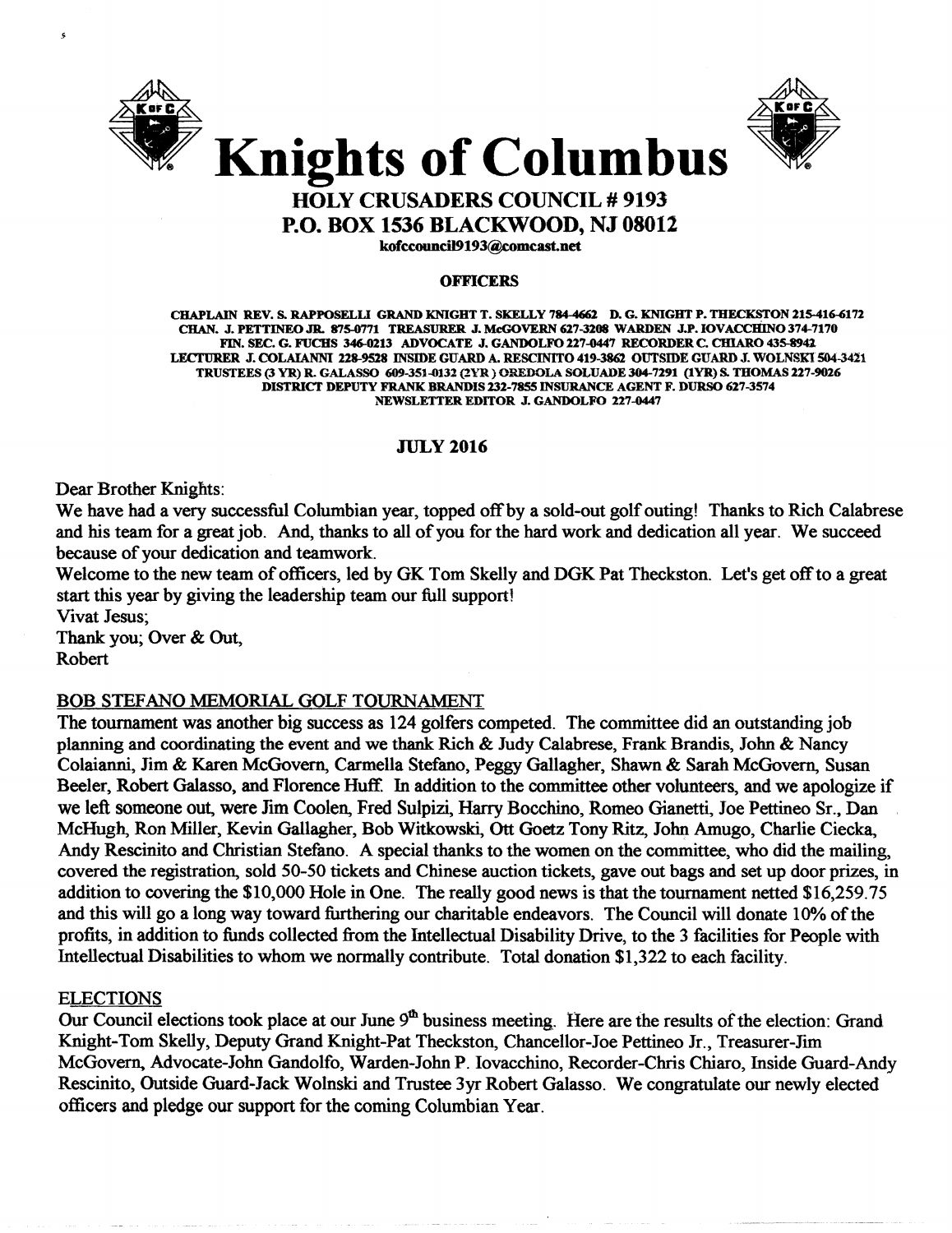# Knights of Columbus

## HOLY CRUSADERS COUNCIL # 9193

## P.O. BOX 1536 BLACKWOOD, NJ 08012

kofccouncil9193@comcast.net

**OFFICERS**

CHAPLAIN REV. S. RAPPOSELLI GRAND KNIGHT T. SKELLY 784-4662 D. G. KNIGHT P. THECKSTON 215-416-6172
CHAN. J. PETTINEO JR. 875-0771 TREASURER J. McGOVERN 627-3208 WARDEN J.P. IOVACCHINO 374-7170
FIN. SEC. G. FUCHS 346-0213 ADVOCATE J. GANDOLFO 227-0447 RECORDER C. CHIARO 435-8942
LECTURER J. COLAIANNI 228-9528 INSIDE GUARD A. RESCINITO 419-3862 OUTSIDE GUARD J. WOLNSKI 504-3421
TRUSTEES (3 YR) R. GALASSO 609-351-0132 (2YR) OREDOLA SOLUADE 304-7291 (1YR) S. THOMAS 227-9026
DISTRICT DEPUTY FRANK BRANDIS 232-7855 INSURANCE AGENT F. DURSO 627-3574
NEWSLETTER EDITOR J. GANDOLFO 227-0447

**JULY 2016**

Dear Brother Knights:

We have had a very successful Columbian year, topped off by a sold-out golf outing! Thanks to Rich Calabrese and his team for a great job. And, thanks to all of you for the hard work and dedication all year. We succeed because of your dedication and teamwork.

Welcome to the new team of officers, led by GK Tom Skelly and DGK Pat Theckston. Let's get off to a great start this year by giving the leadership team our full support!

Vivat Jesus;

Thank you; Over & Out,

Robert

## BOB STEFANO MEMORIAL GOLF TOURNAMENT

The tournament was another big success as 124 golfers competed. The committee did an outstanding job planning and coordinating the event and we thank Rich & Judy Calabrese, Frank Brandis, John & Nancy Colaianni, Jim & Karen McGovern, Carmella Stefano, Peggy Gallagher, Shawn & Sarah McGovern, Susan Beeler, Robert Galasso, and Florence Huff. In addition to the committee other volunteers, and we apologize if we left someone out, were Jim Coolen, Fred Sulpizi, Harry Bocchino, Romeo Gianetti, Joe Pettineo Sr., Dan McHugh, Ron Miller, Kevin Gallagher, Bob Witkowski, Ott Goetz Tony Ritz, John Amugo, Charlie Ciecka, Andy Rescinito and Christian Stefano. A special thanks to the women on the committee, who did the mailing, covered the registration, sold 50-50 tickets and Chinese auction tickets, gave out bags and set up door prizes, in addition to covering the $10,000 Hole in One. The really good news is that the tournament netted $16,259.75 and this will go a long way toward furthering our charitable endeavors. The Council will donate 10% of the profits, in addition to funds collected from the Intellectual Disability Drive, to the 3 facilities for People with Intellectual Disabilities to whom we normally contribute. Total donation $1,322 to each facility.

## ELECTIONS

Our Council elections took place at our June 9th business meeting. Here are the results of the election: Grand Knight-Tom Skelly, Deputy Grand Knight-Pat Theckston, Chancellor-Joe Pettineo Jr., Treasurer-Jim McGovern, Advocate-John Gandolfo, Warden-John P. Iovacchino, Recorder-Chris Chiaro, Inside Guard-Andy Rescinito, Outside Guard-Jack Wolnski and Trustee 3yr Robert Galasso. We congratulate our newly elected officers and pledge our support for the coming Columbian Year.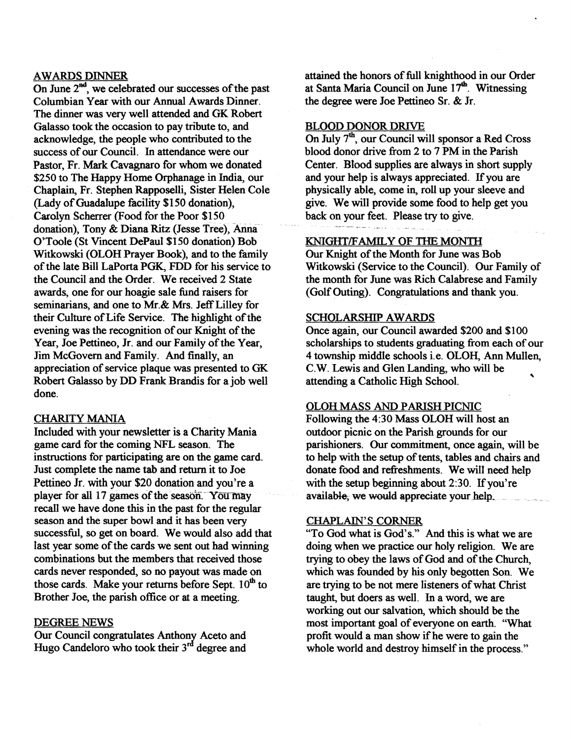## AWARDS DINNER

On June 2nd, we celebrated our successes of the past Columbian Year with our Annual Awards Dinner. The dinner was very well attended and GK Robert Galasso took the occasion to pay tribute to, and acknowledge, the people who contributed to the success of our Council. In attendance were our Pastor, Fr. Mark Cavagnaro for whom we donated $250 to The Happy Home Orphanage in India, our Chaplain, Fr. Stephen Rapposelli, Sister Helen Cole (Lady of Guadalupe facility $150 donation), Carolyn Scherrer (Food for the Poor $150 donation), Tony & Diana Ritz (Jesse Tree), Anna O'Toole (St Vincent DePaul $150 donation) Bob Witkowski (OLOH Prayer Book), and to the family of the late Bill LaPorta PGK, FDD for his service to the Council and the Order. We received 2 State awards, one for our hoagie sale fund raisers for seminarians, and one to Mr.& Mrs. Jeff Lilley for their Culture of Life Service. The highlight of the evening was the recognition of our Knight of the Year, Joe Pettineo, Jr. and our Family of the Year, Jim McGovern and Family. And finally, an appreciation of service plaque was presented to GK Robert Galasso by DD Frank Brandis for a job well done.

## CHARITY MANIA

Included with your newsletter is a Charity Mania game card for the coming NFL season. The instructions for participating are on the game card. Just complete the name tab and return it to Joe Pettineo Jr. with your $20 donation and you're a player for all 17 games of the season. You may recall we have done this in the past for the regular season and the super bowl and it has been very successful, so get on board. We would also add that last year some of the cards we sent out had winning combinations but the members that received those cards never responded, so no payout was made on those cards. Make your returns before Sept. 10th to Brother Joe, the parish office or at a meeting.

## DEGREE NEWS

Our Council congratulates Anthony Aceto and Hugo Candeloro who took their 3rd degree and attained the honors of full knighthood in our Order at Santa Maria Council on June 17th. Witnessing the degree were Joe Pettineo Sr. & Jr.

## BLOOD DONOR DRIVE

On July 7th, our Council will sponsor a Red Cross blood donor drive from 2 to 7 PM in the Parish Center. Blood supplies are always in short supply and your help is always appreciated. If you are physically able, come in, roll up your sleeve and give. We will provide some food to help get you back on your feet. Please try to give.

## KNIGHT/FAMILY OF THE MONTH

Our Knight of the Month for June was Bob Witkowski (Service to the Council). Our Family of the month for June was Rich Calabrese and Family (Golf Outing). Congratulations and thank you.

## SCHOLARSHIP AWARDS

Once again, our Council awarded $200 and $100 scholarships to students graduating from each of our 4 township middle schools i.e. OLOH, Ann Mullen, C.W. Lewis and Glen Landing, who will be attending a Catholic High School.

## OLOH MASS AND PARISH PICNIC

Following the 4:30 Mass OLOH will host an outdoor picnic on the Parish grounds for our parishioners. Our commitment, once again, will be to help with the setup of tents, tables and chairs and donate food and refreshments. We will need help with the setup beginning about 2:30. If you're available, we would appreciate your help.

## CHAPLAIN'S CORNER

"To God what is God's." And this is what we are doing when we practice our holy religion. We are trying to obey the laws of God and of the Church, which was founded by his only begotten Son. We are trying to be not mere listeners of what Christ taught, but doers as well. In a word, we are working out our salvation, which should be the most important goal of everyone on earth. "What profit would a man show if he were to gain the whole world and destroy himself in the process."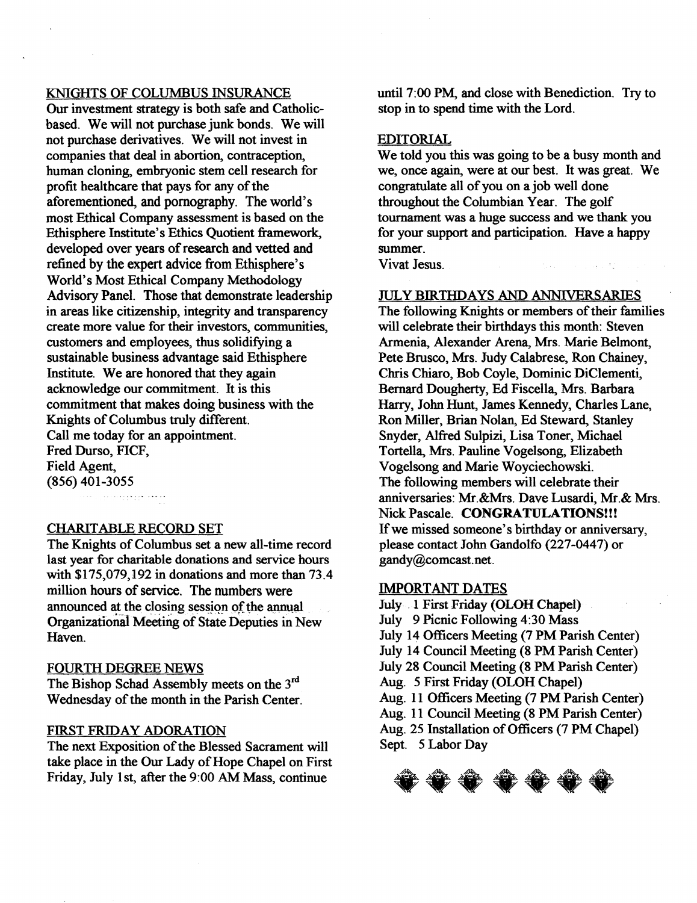## KNIGHTS OF COLUMBUS INSURANCE

Our investment strategy is both safe and Catholic-based. We will not purchase junk bonds. We will not purchase derivatives. We will not invest in companies that deal in abortion, contraception, human cloning, embryonic stem cell research for profit healthcare that pays for any of the aforementioned, and pornography. The world's most Ethical Company assessment is based on the Ethisphere Institute's Ethics Quotient framework, developed over years of research and vetted and refined by the expert advice from Ethisphere's World's Most Ethical Company Methodology Advisory Panel. Those that demonstrate leadership in areas like citizenship, integrity and transparency create more value for their investors, communities, customers and employees, thus solidifying a sustainable business advantage said Ethisphere Institute. We are honored that they again acknowledge our commitment. It is this commitment that makes doing business with the Knights of Columbus truly different.
Call me today for an appointment.
Fred Durso, FICF,
Field Agent,
(856) 401-3055

## CHARITABLE RECORD SET

The Knights of Columbus set a new all-time record last year for charitable donations and service hours with $175,079,192 in donations and more than 73.4 million hours of service. The numbers were announced at the closing session of the annual Organizational Meeting of State Deputies in New Haven.

## FOURTH DEGREE NEWS

The Bishop Schad Assembly meets on the 3rd Wednesday of the month in the Parish Center.

## FIRST FRIDAY ADORATION

The next Exposition of the Blessed Sacrament will take place in the Our Lady of Hope Chapel on First Friday, July 1st, after the 9:00 AM Mass, continue until 7:00 PM, and close with Benediction. Try to stop in to spend time with the Lord.

## EDITORIAL

We told you this was going to be a busy month and we, once again, were at our best. It was great. We congratulate all of you on a job well done throughout the Columbian Year. The golf tournament was a huge success and we thank you for your support and participation. Have a happy summer.
Vivat Jesus.

## JULY BIRTHDAYS AND ANNIVERSARIES

The following Knights or members of their families will celebrate their birthdays this month: Steven Armenia, Alexander Arena, Mrs. Marie Belmont, Pete Brusco, Mrs. Judy Calabrese, Ron Chainey, Chris Chiaro, Bob Coyle, Dominic DiClementi, Bernard Dougherty, Ed Fiscella, Mrs. Barbara Harry, John Hunt, James Kennedy, Charles Lane, Ron Miller, Brian Nolan, Ed Steward, Stanley Snyder, Alfred Sulpizi, Lisa Toner, Michael Tortella, Mrs. Pauline Vogelsong, Elizabeth Vogelsong and Marie Woyciechowski.
The following members will celebrate their anniversaries: Mr.&Mrs. Dave Lusardi, Mr.& Mrs. Nick Pascale. **CONGRATULATIONS!!!**
If we missed someone's birthday or anniversary, please contact John Gandolfo (227-0447) or gandy@comcast.net.

## IMPORTANT DATES

July 1 First Friday (OLOH Chapel)
July 9 Picnic Following 4:30 Mass
July 14 Officers Meeting (7 PM Parish Center)
July 14 Council Meeting (8 PM Parish Center)
July 28 Council Meeting (8 PM Parish Center)
Aug. 5 First Friday (OLOH Chapel)
Aug. 11 Officers Meeting (7 PM Parish Center)
Aug. 11 Council Meeting (8 PM Parish Center)
Aug. 25 Installation of Officers (7 PM Chapel)
Sept. 5 Labor Day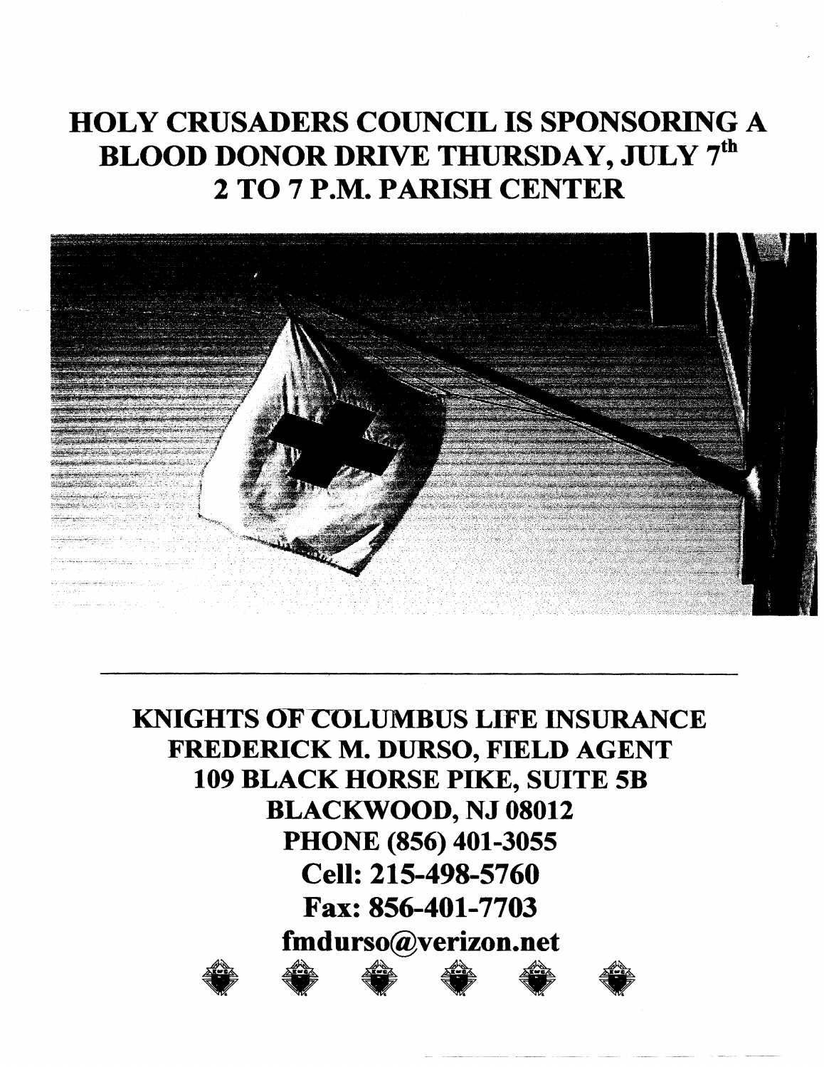# HOLY CRUSADERS COUNCIL IS SPONSORING A BLOOD DONOR DRIVE THURSDAY, JULY 7th 2 TO 7 P.M. PARISH CENTER

---

**KNIGHTS OF COLUMBUS LIFE INSURANCE**
**FREDERICK M. DURSO, FIELD AGENT**
**109 BLACK HORSE PIKE, SUITE 5B**
**BLACKWOOD, NJ 08012**
**PHONE (856) 401-3055**
**Cell: 215-498-5760**
**Fax: 856-401-7703**
**fmdurso@verizon.net**